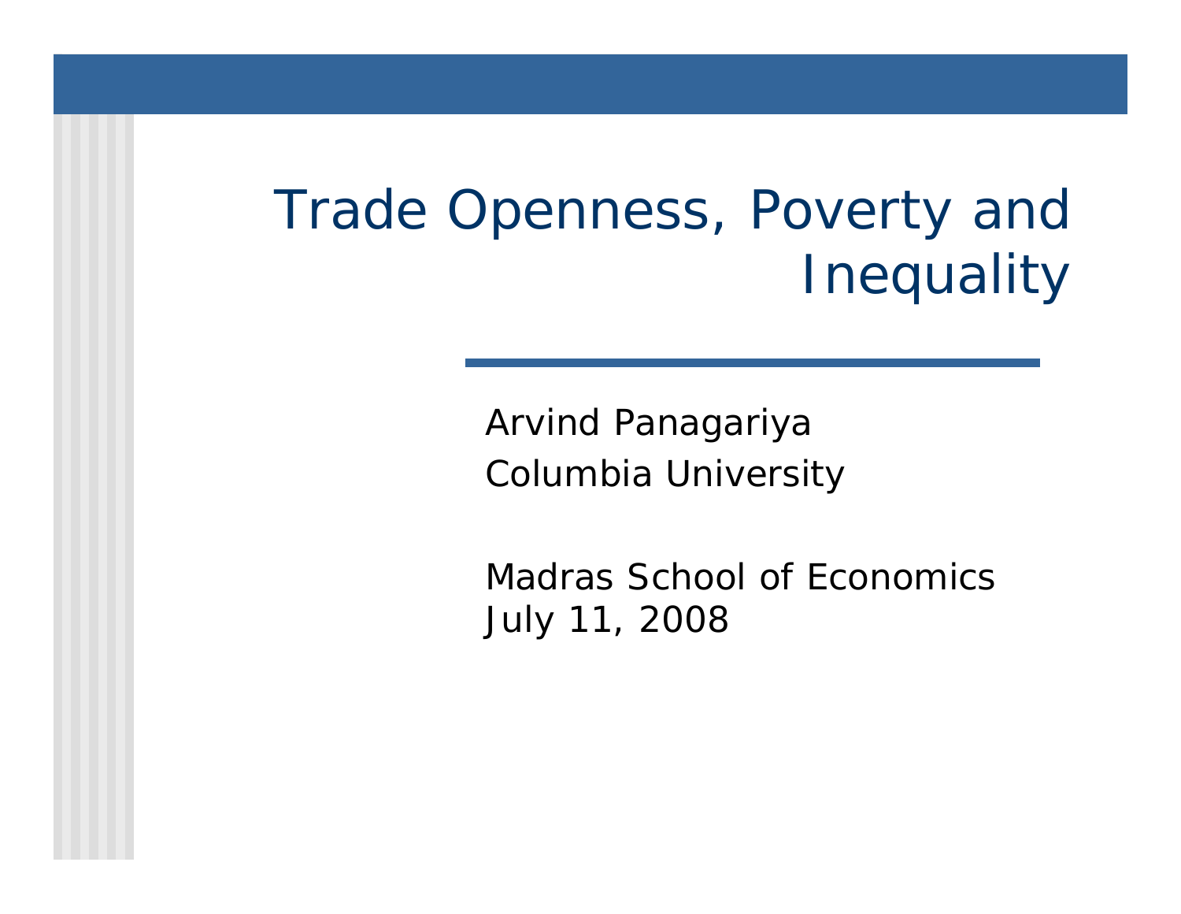# Trade Openness, Poverty and Inequality

Arvind Panagariya
Columbia University

Madras School of Economics
July 11, 2008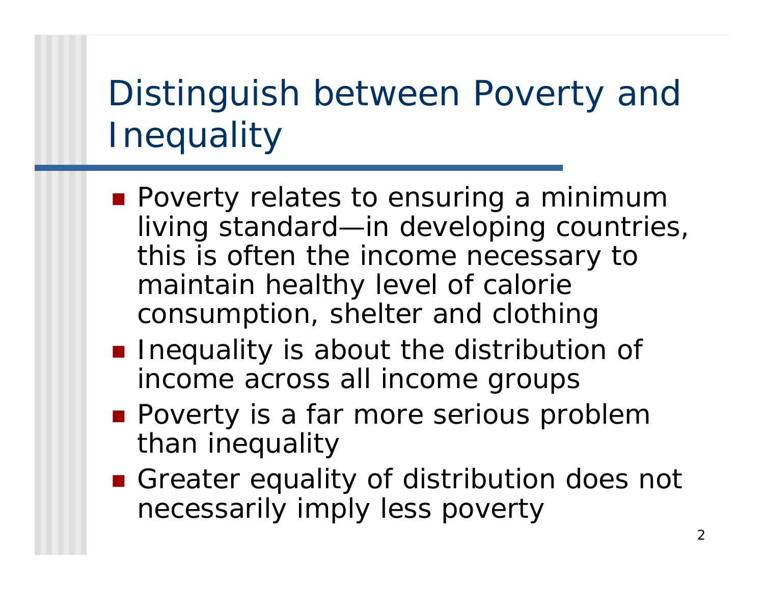# Distinguish between Poverty and Inequality

- Poverty relates to ensuring a minimum living standard—in developing countries, this is often the income necessary to maintain healthy level of calorie consumption, shelter and clothing
- Inequality is about the distribution of income across all income groups
- Poverty is a far more serious problem than inequality
- Greater equality of distribution does not necessarily imply less poverty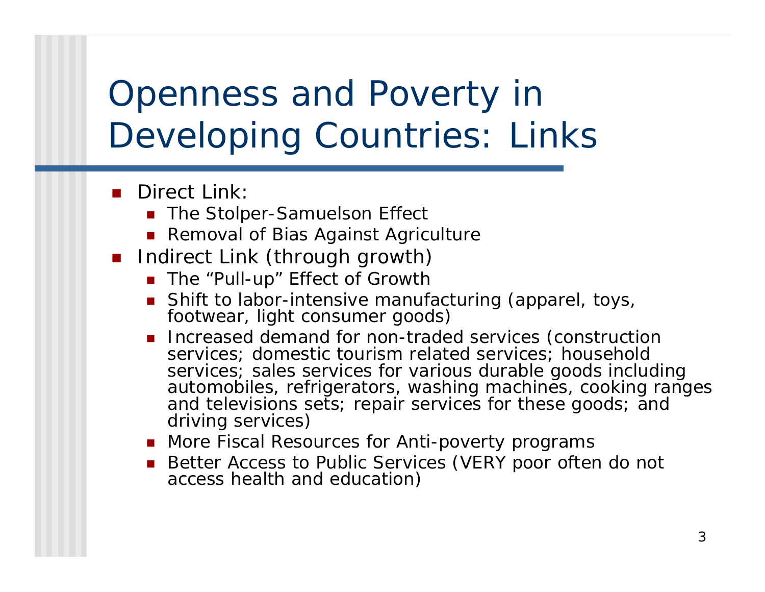# Openness and Poverty in Developing Countries: Links

- Direct Link:
  - The Stolper-Samuelson Effect
  - Removal of Bias Against Agriculture
- Indirect Link (through growth)
  - The “Pull-up” Effect of Growth
  - Shift to labor-intensive manufacturing (apparel, toys, footwear, light consumer goods)
  - Increased demand for non-traded services (construction services; domestic tourism related services; household services; sales services for various durable goods including automobiles, refrigerators, washing machines, cooking ranges and televisions sets; repair services for these goods; and driving services)
  - More Fiscal Resources for Anti-poverty programs
  - Better Access to Public Services (VERY poor often do not access health and education)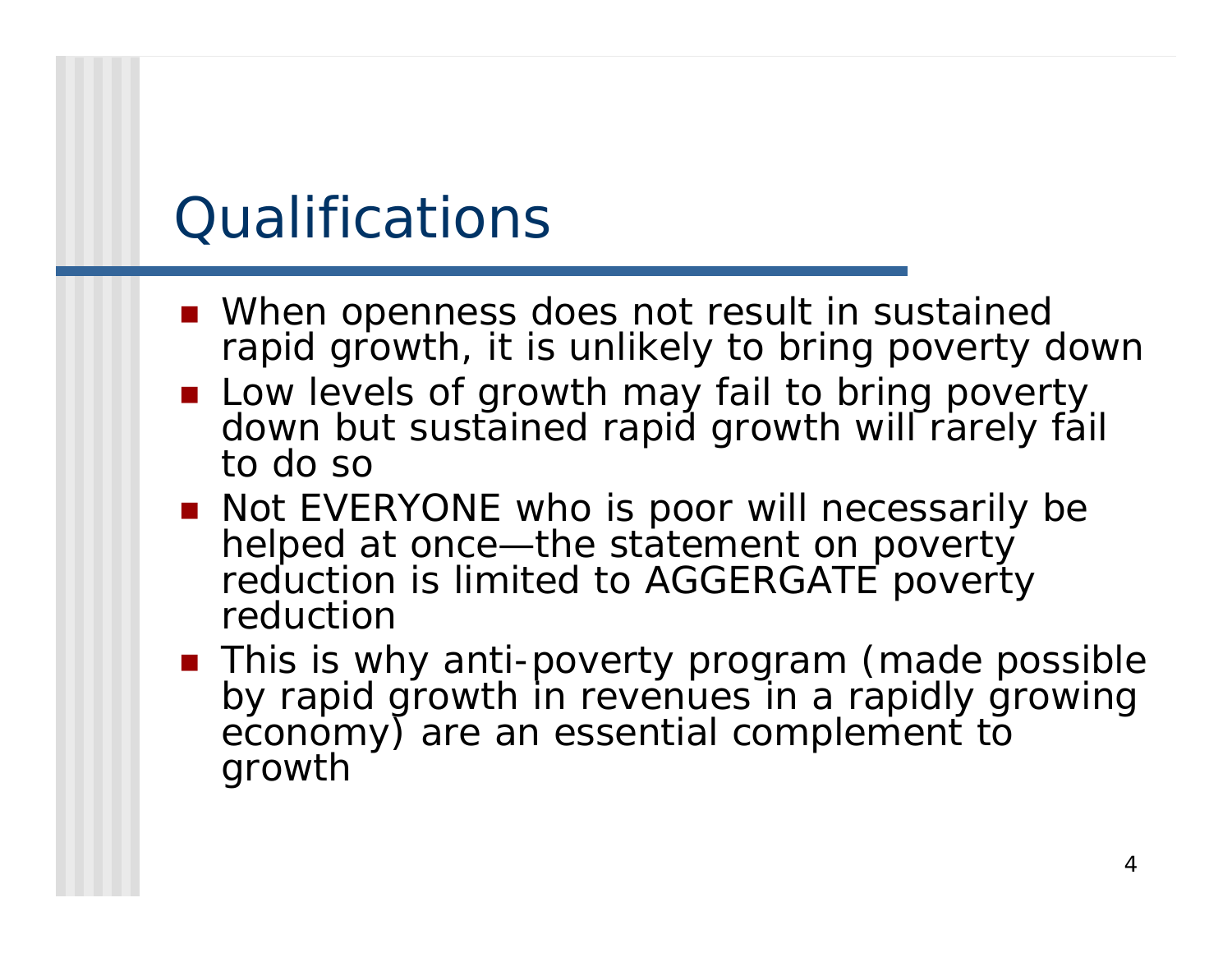# Qualifications

- When openness does not result in sustained rapid growth, it is unlikely to bring poverty down
- Low levels of growth may fail to bring poverty down but sustained rapid growth will rarely fail to do so
- Not EVERYONE who is poor will necessarily be helped at once—the statement on poverty reduction is limited to AGGERGATE poverty reduction
- This is why anti-poverty program (made possible by rapid growth in revenues in a rapidly growing economy) are an essential complement to growth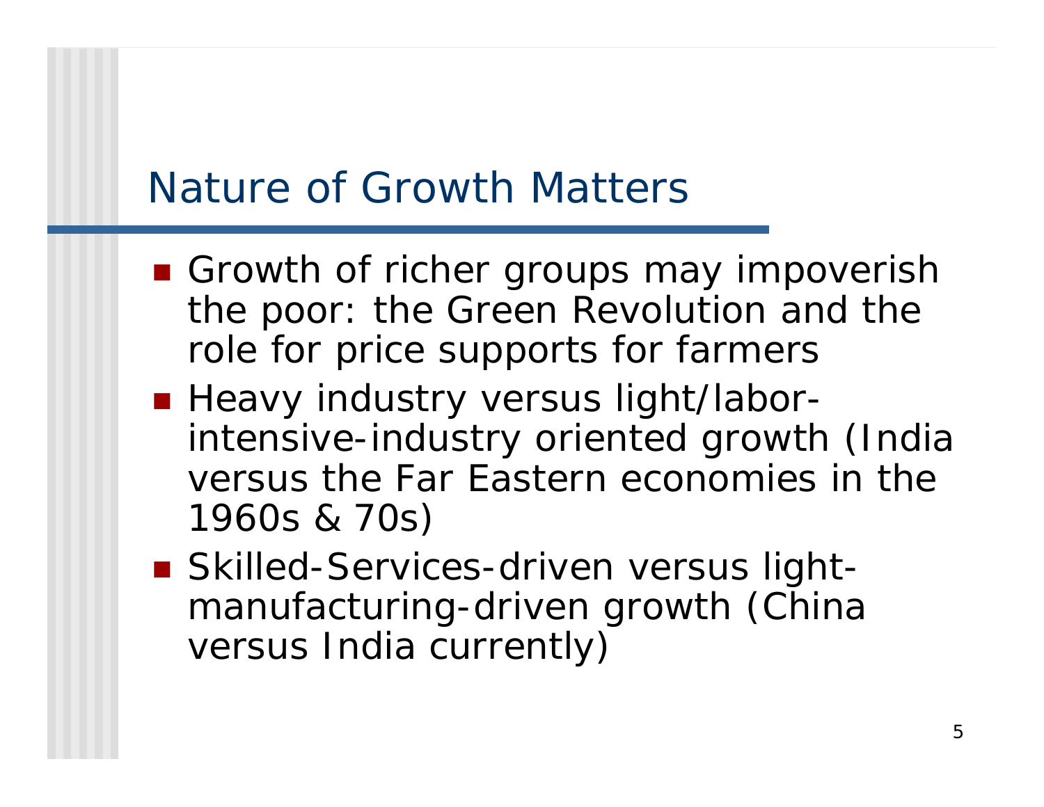# Nature of Growth Matters

- Growth of richer groups may impoverish the poor: the Green Revolution and the role for price supports for farmers
- Heavy industry versus light/labor-intensive-industry oriented growth (India versus the Far Eastern economies in the 1960s & 70s)
- Skilled-Services-driven versus light-manufacturing-driven growth (China versus India currently)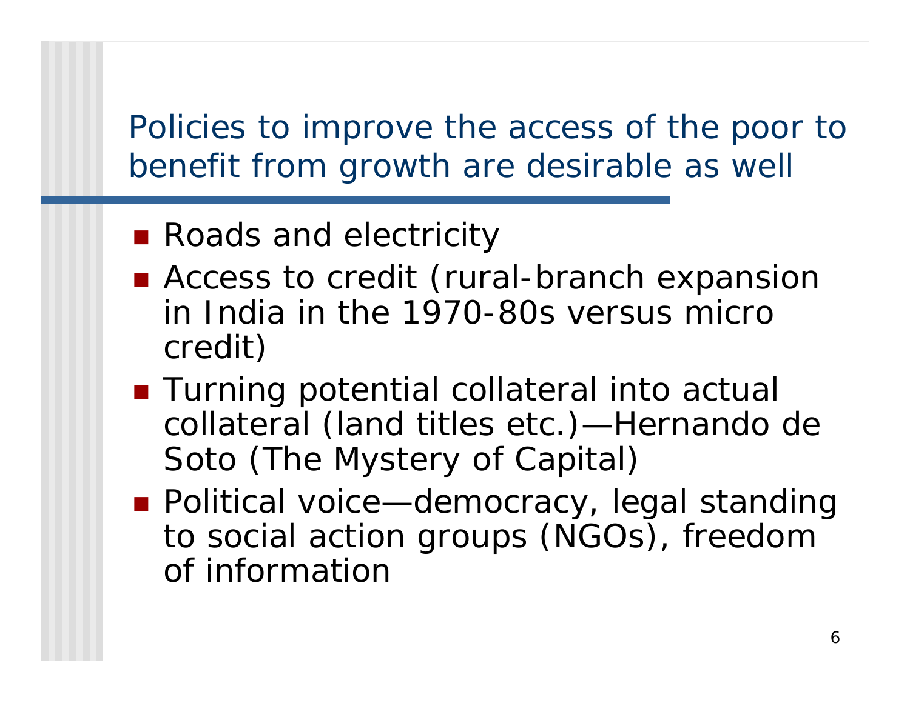# Policies to improve the access of the poor to benefit from growth are desirable as well

- Roads and electricity
- Access to credit (rural-branch expansion in India in the 1970-80s versus micro credit)
- Turning potential collateral into actual collateral (land titles etc.)—Hernando de Soto (The Mystery of Capital)
- Political voice—democracy, legal standing to social action groups (NGOs), freedom of information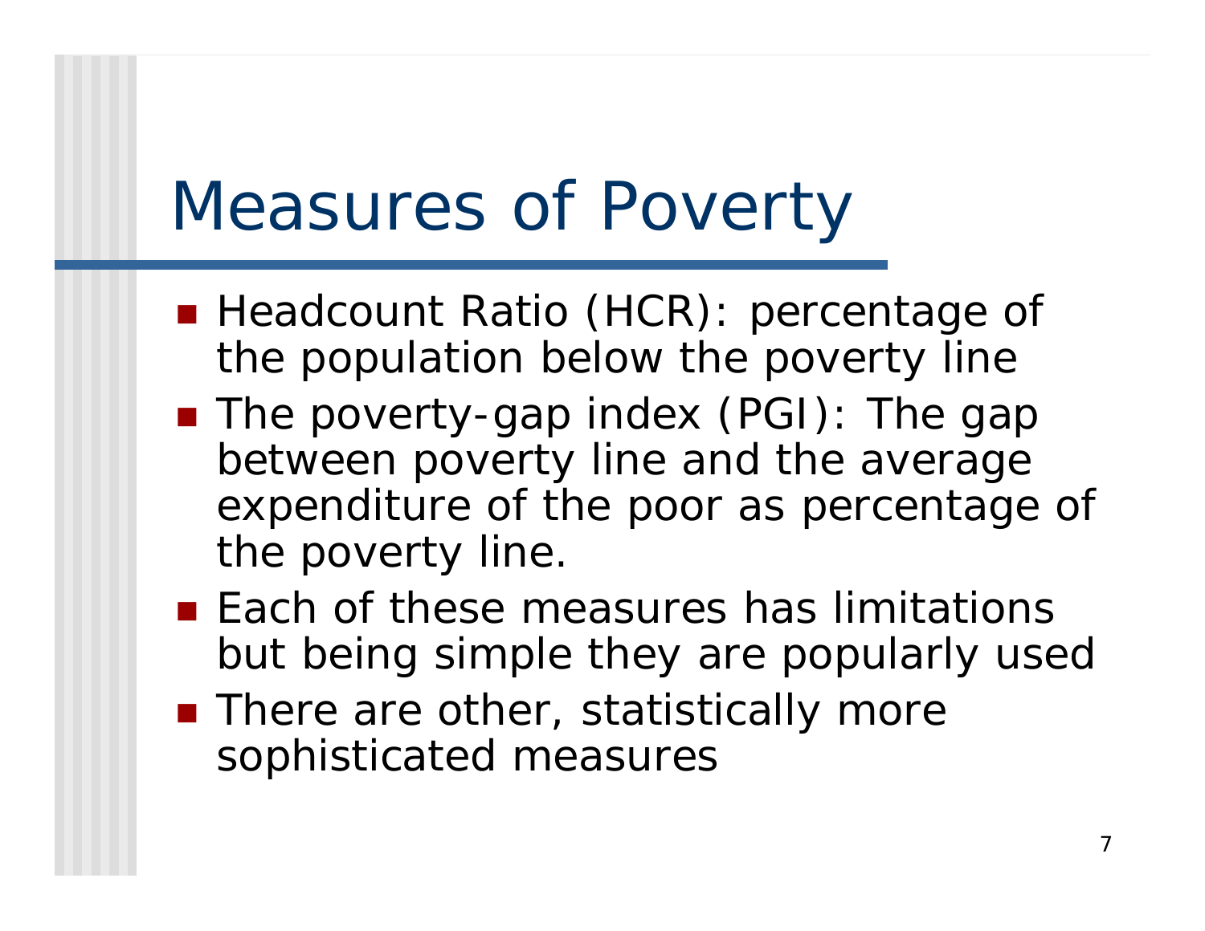# Measures of Poverty

- Headcount Ratio (HCR): percentage of the population below the poverty line
- The poverty-gap index (PGI): The gap between poverty line and the average expenditure of the poor as percentage of the poverty line.
- Each of these measures has limitations but being simple they are popularly used
- There are other, statistically more sophisticated measures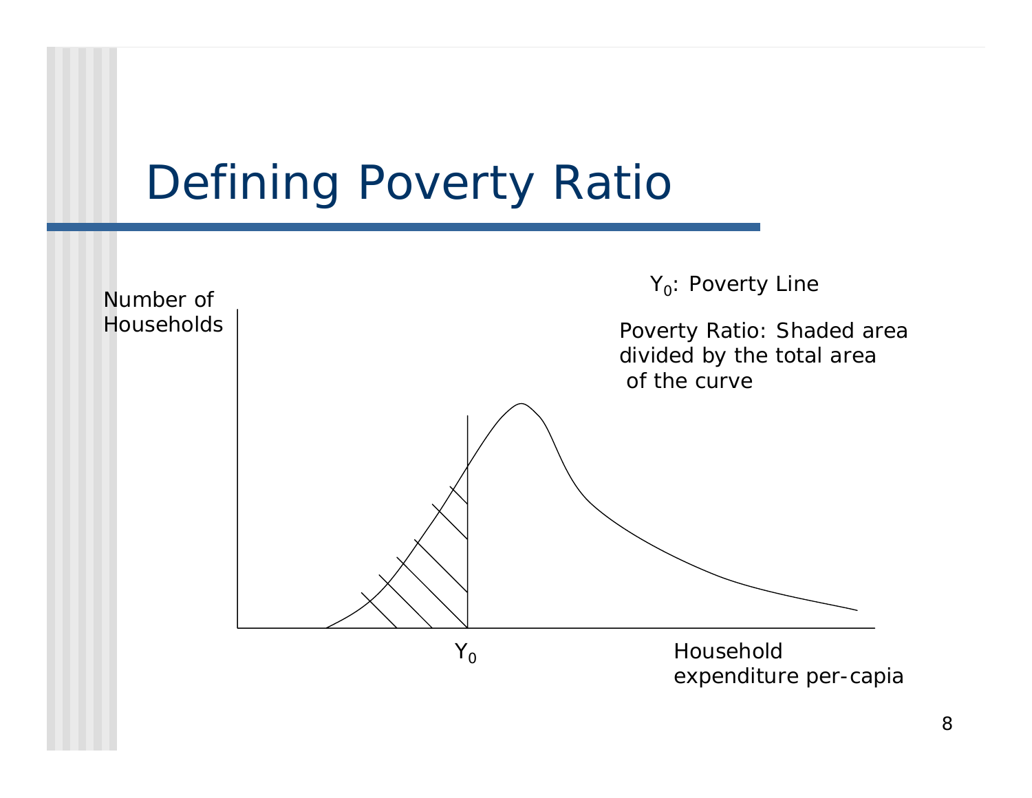# Defining Poverty Ratio

$Y_0$: Poverty Line

Poverty Ratio: Shaded area divided by the total area of the curve

Number of Households

$Y_0$

Household expenditure per-capia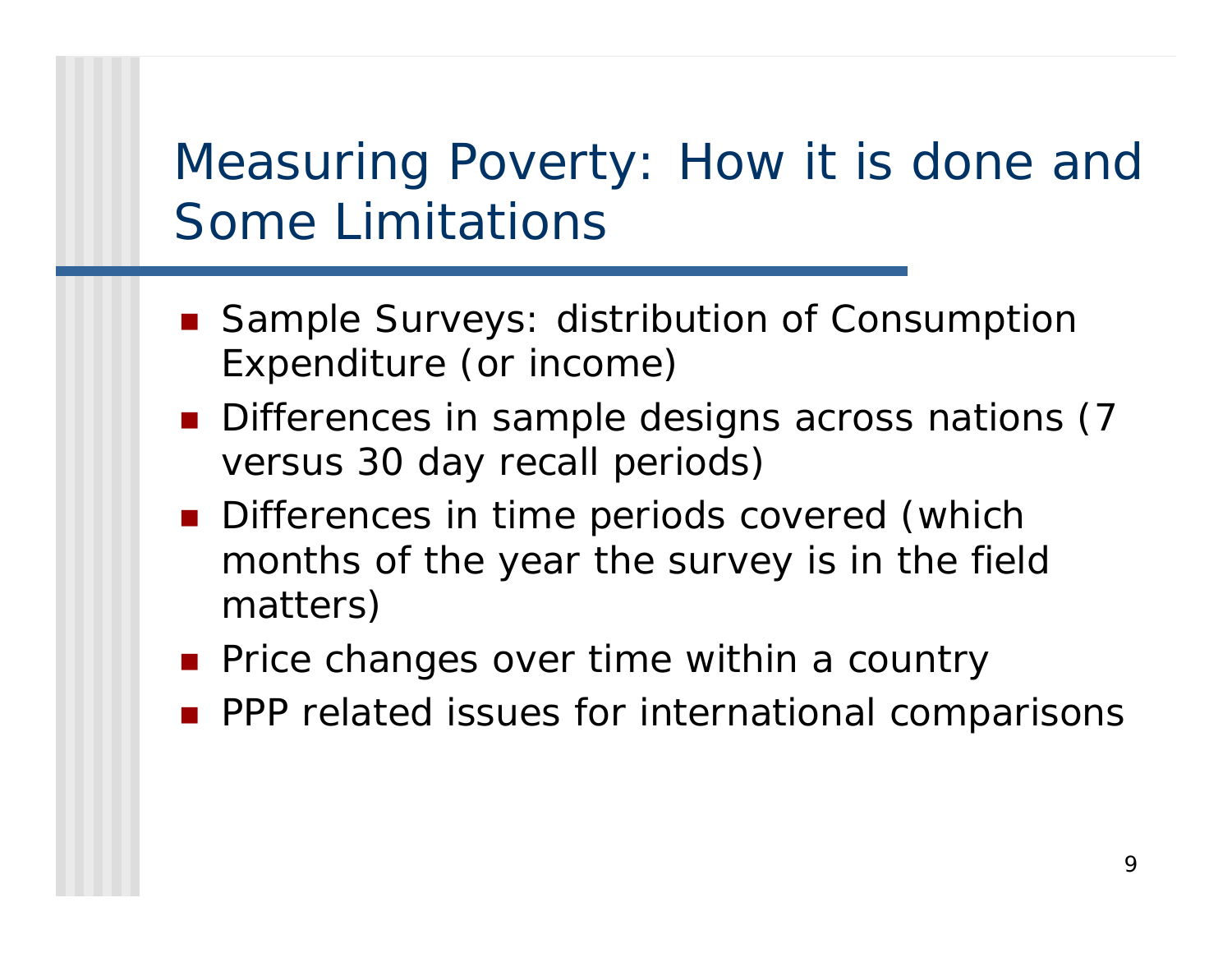# Measuring Poverty: How it is done and Some Limitations

- Sample Surveys: distribution of Consumption Expenditure (or income)
- Differences in sample designs across nations (7 versus 30 day recall periods)
- Differences in time periods covered (which months of the year the survey is in the field matters)
- Price changes over time within a country
- PPP related issues for international comparisons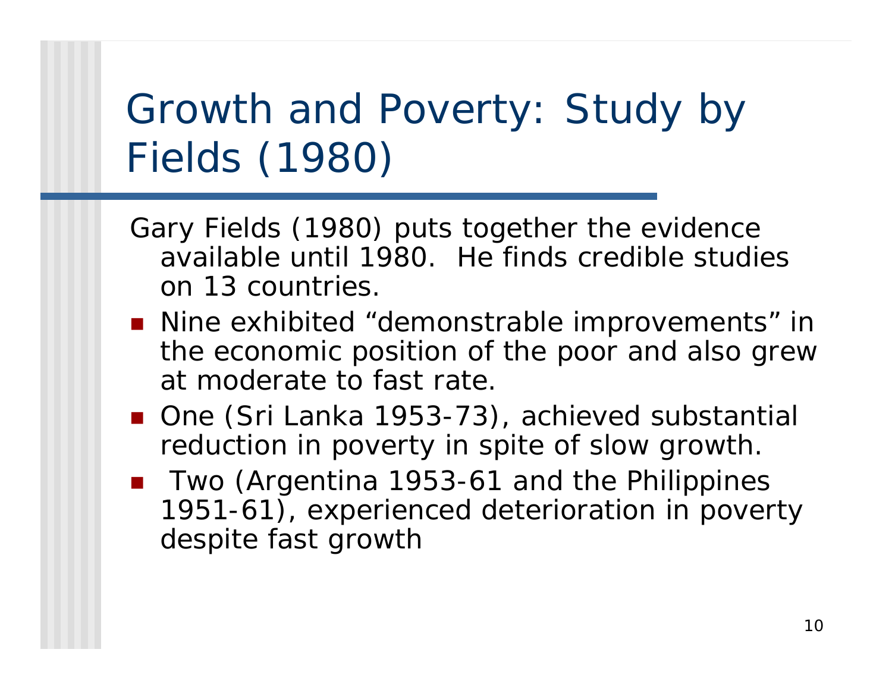# Growth and Poverty: Study by Fields (1980)

Gary Fields (1980) puts together the evidence available until 1980. He finds credible studies on 13 countries.

- Nine exhibited "demonstrable improvements" in the economic position of the poor and also grew at moderate to fast rate.
- One (Sri Lanka 1953-73), achieved substantial reduction in poverty in spite of slow growth.
- Two (Argentina 1953-61 and the Philippines 1951-61), experienced deterioration in poverty despite fast growth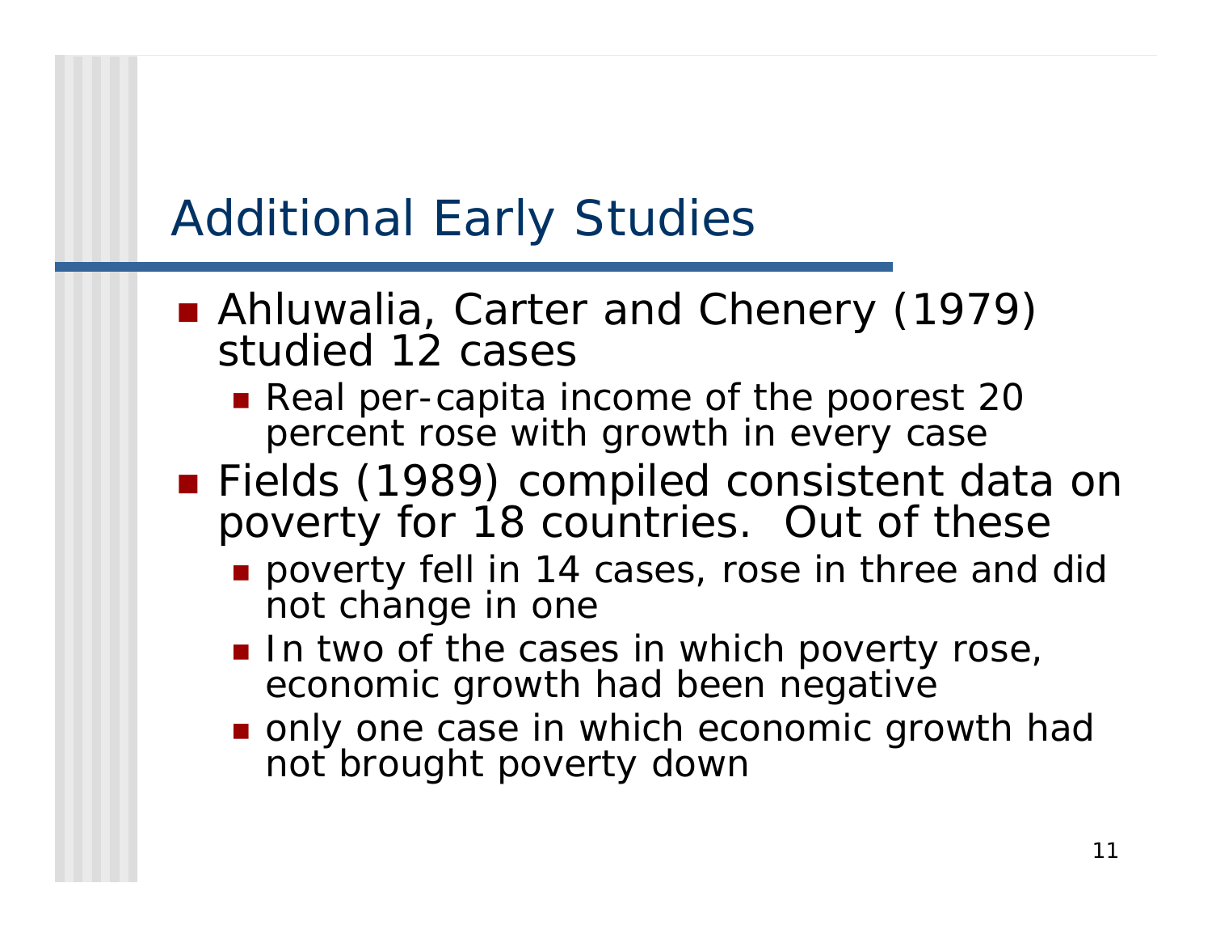# Additional Early Studies

- Ahluwalia, Carter and Chenery (1979) studied 12 cases
  - Real per-capita income of the poorest 20 percent rose with growth in every case
- Fields (1989) compiled consistent data on poverty for 18 countries. Out of these
  - poverty fell in 14 cases, rose in three and did not change in one
  - In two of the cases in which poverty rose, economic growth had been negative
  - only one case in which economic growth had not brought poverty down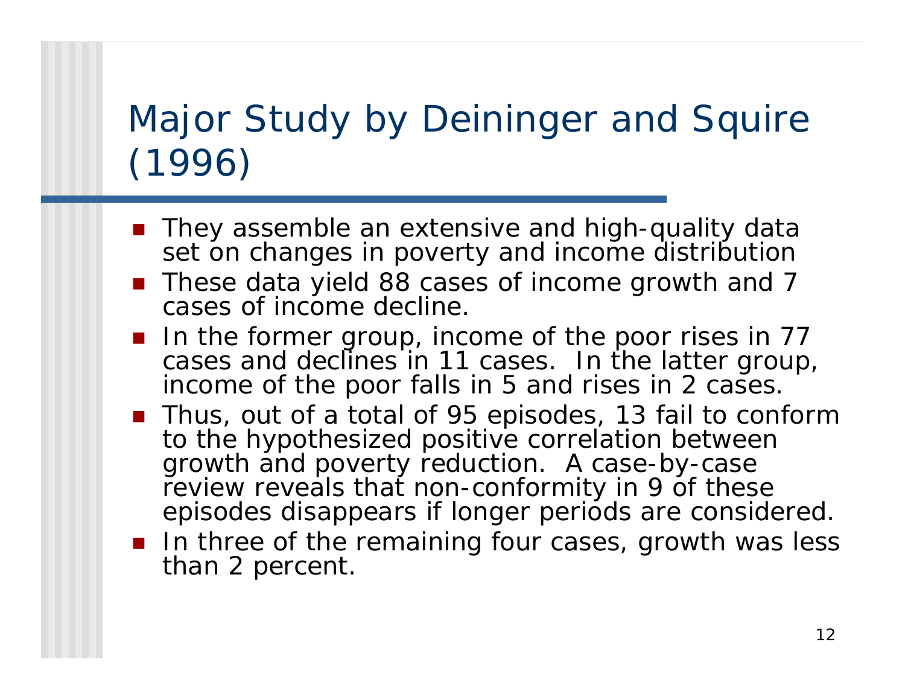# Major Study by Deininger and Squire (1996)

- They assemble an extensive and high-quality data set on changes in poverty and income distribution
- These data yield 88 cases of income growth and 7 cases of income decline.
- In the former group, income of the poor rises in 77 cases and declines in 11 cases. In the latter group, income of the poor falls in 5 and rises in 2 cases.
- Thus, out of a total of 95 episodes, 13 fail to conform to the hypothesized positive correlation between growth and poverty reduction. A case-by-case review reveals that non-conformity in 9 of these episodes disappears if longer periods are considered.
- In three of the remaining four cases, growth was less than 2 percent.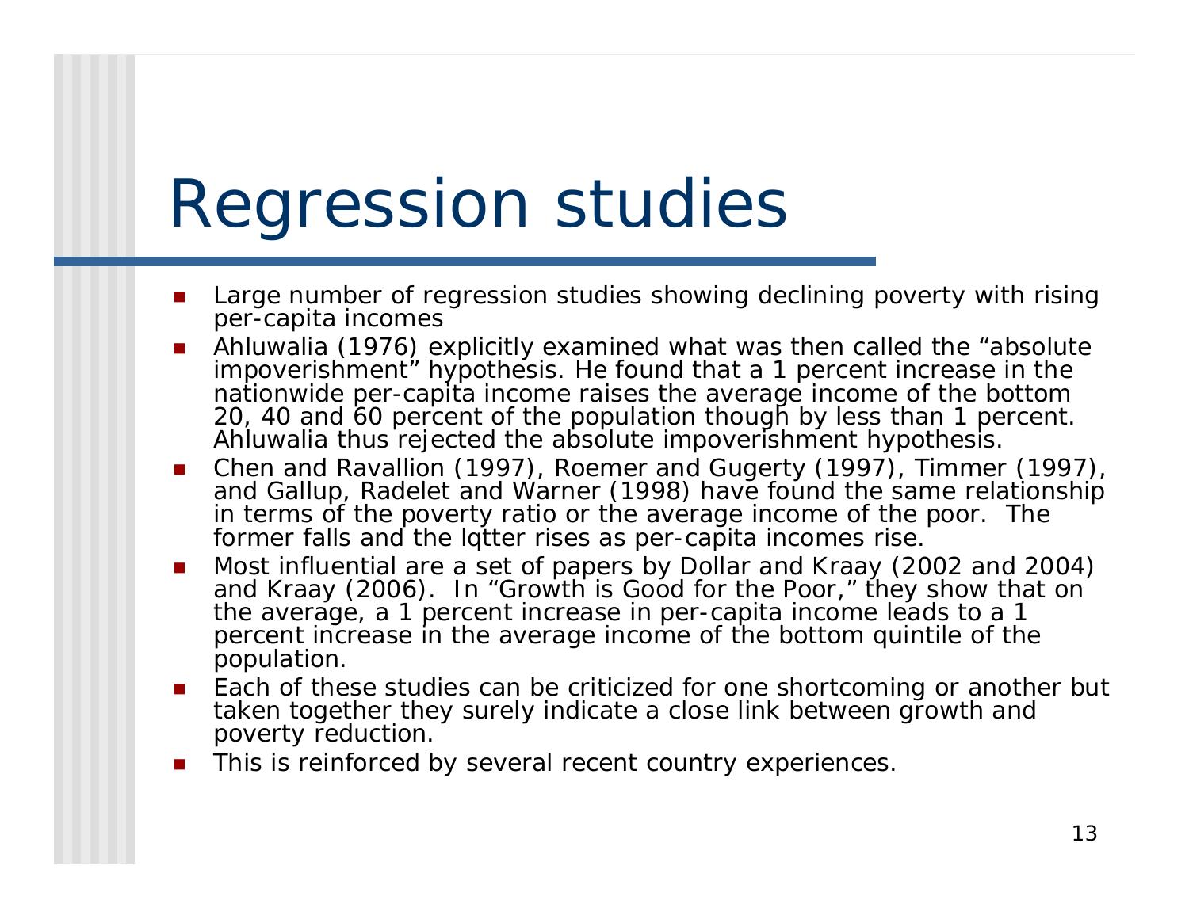# Regression studies

- Large number of regression studies showing declining poverty with rising per-capita incomes
- Ahluwalia (1976) explicitly examined what was then called the “absolute impoverishment” hypothesis. He found that a 1 percent increase in the nationwide per-capita income raises the average income of the bottom 20, 40 and 60 percent of the population though by less than 1 percent. Ahluwalia thus rejected the absolute impoverishment hypothesis.
- Chen and Ravallion (1997), Roemer and Gugerty (1997), Timmer (1997), and Gallup, Radelet and Warner (1998) have found the same relationship in terms of the poverty ratio or the average income of the poor. The former falls and the lqtter rises as per-capita incomes rise.
- Most influential are a set of papers by Dollar and Kraay (2002 and 2004) and Kraay (2006). In “Growth is Good for the Poor,” they show that on the average, a 1 percent increase in per-capita income leads to a 1 percent increase in the average income of the bottom quintile of the population.
- Each of these studies can be criticized for one shortcoming or another but taken together they surely indicate a close link between growth and poverty reduction.
- This is reinforced by several recent country experiences.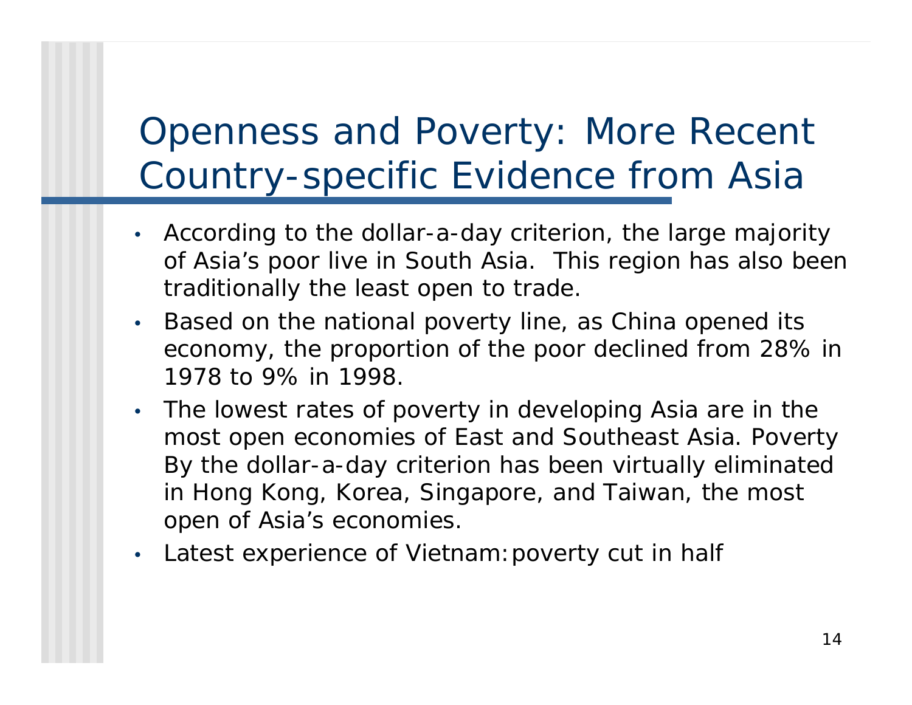# Openness and Poverty: More Recent Country-specific Evidence from Asia

- According to the dollar-a-day criterion, the large majority of Asia's poor live in South Asia. This region has also been traditionally the least open to trade.
- Based on the national poverty line, as China opened its economy, the proportion of the poor declined from 28% in 1978 to 9% in 1998.
- The lowest rates of poverty in developing Asia are in the most open economies of East and Southeast Asia. Poverty By the dollar-a-day criterion has been virtually eliminated in Hong Kong, Korea, Singapore, and Taiwan, the most open of Asia's economies.
- Latest experience of Vietnam: poverty cut in half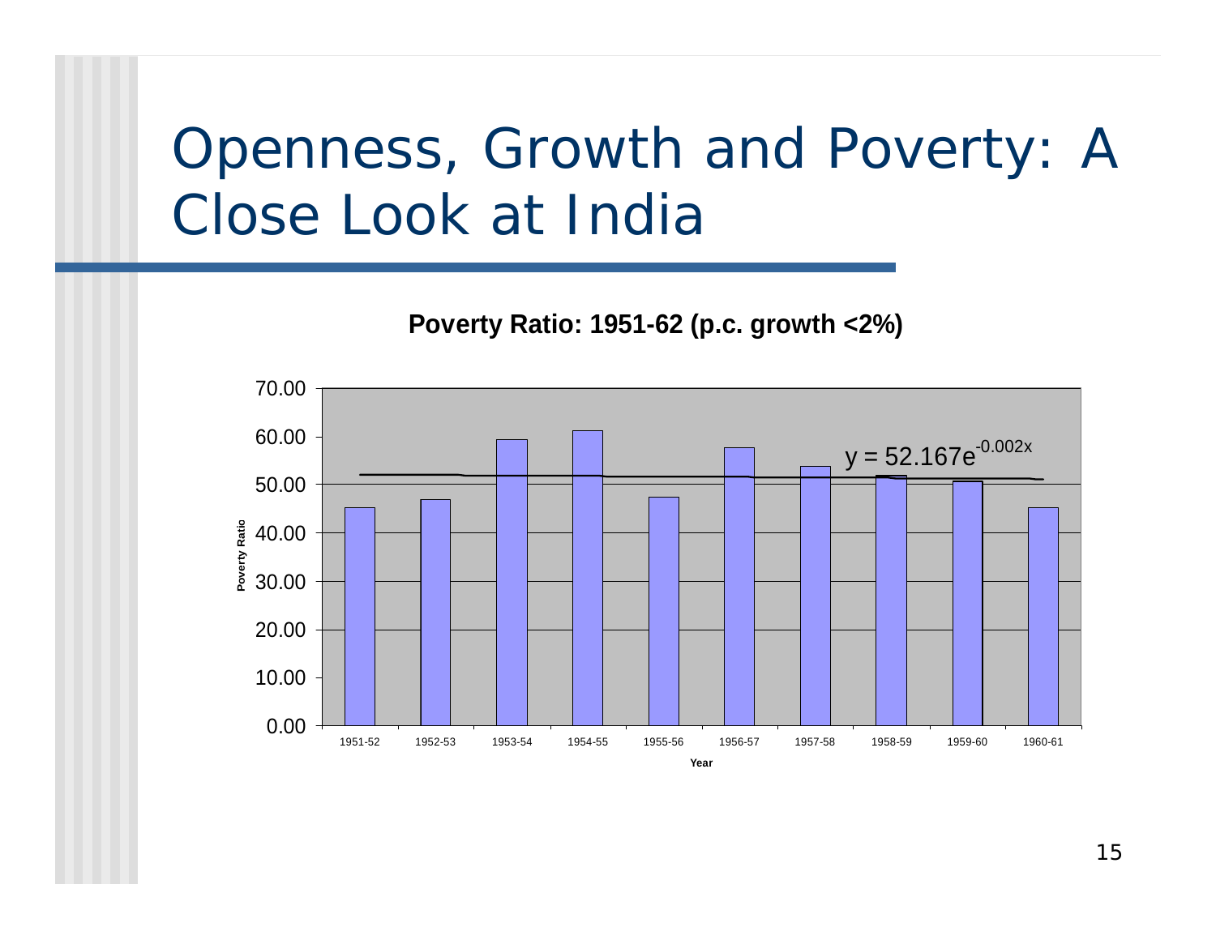# Openness, Growth and Poverty: A Close Look at India

**Poverty Ratio: 1951-62 (p.c. growth <2%)**

$y = 52.167e^{-0.002x}$

| Year | Poverty Ratio |
|---|---|
| 1951-52 | 45.3 |
| 1952-53 | 47.0 |
| 1953-54 | 59.4 |
| 1954-55 | 61.3 |
| 1955-56 | 47.5 |
| 1956-57 | 57.7 |
| 1957-58 | 53.9 |
| 1958-59 | 51.9 |
| 1959-60 | 50.7 |
| 1960-61 | 45.3 |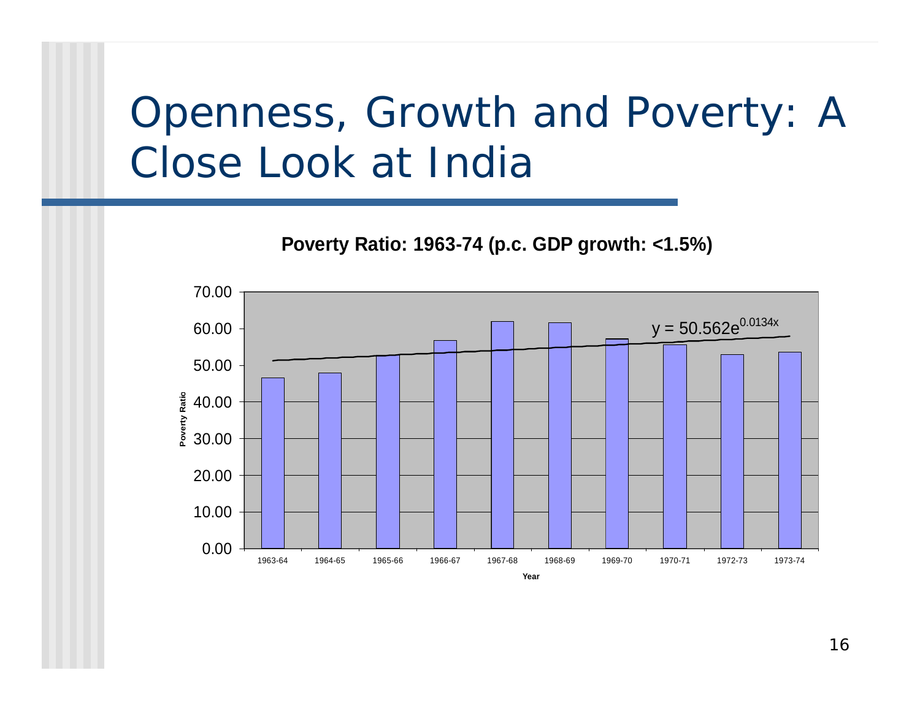# Openness, Growth and Poverty: A Close Look at India

**Poverty Ratio: 1963-74 (p.c. GDP growth: <1.5%)**

$y = 50.562e^{0.0134x}$

Poverty Ratio

70.00
60.00
50.00
40.00
30.00
20.00
10.00
0.00

1963-64 1964-65 1965-66 1966-67 1967-68 1968-69 1969-70 1970-71 1972-73 1973-74

Year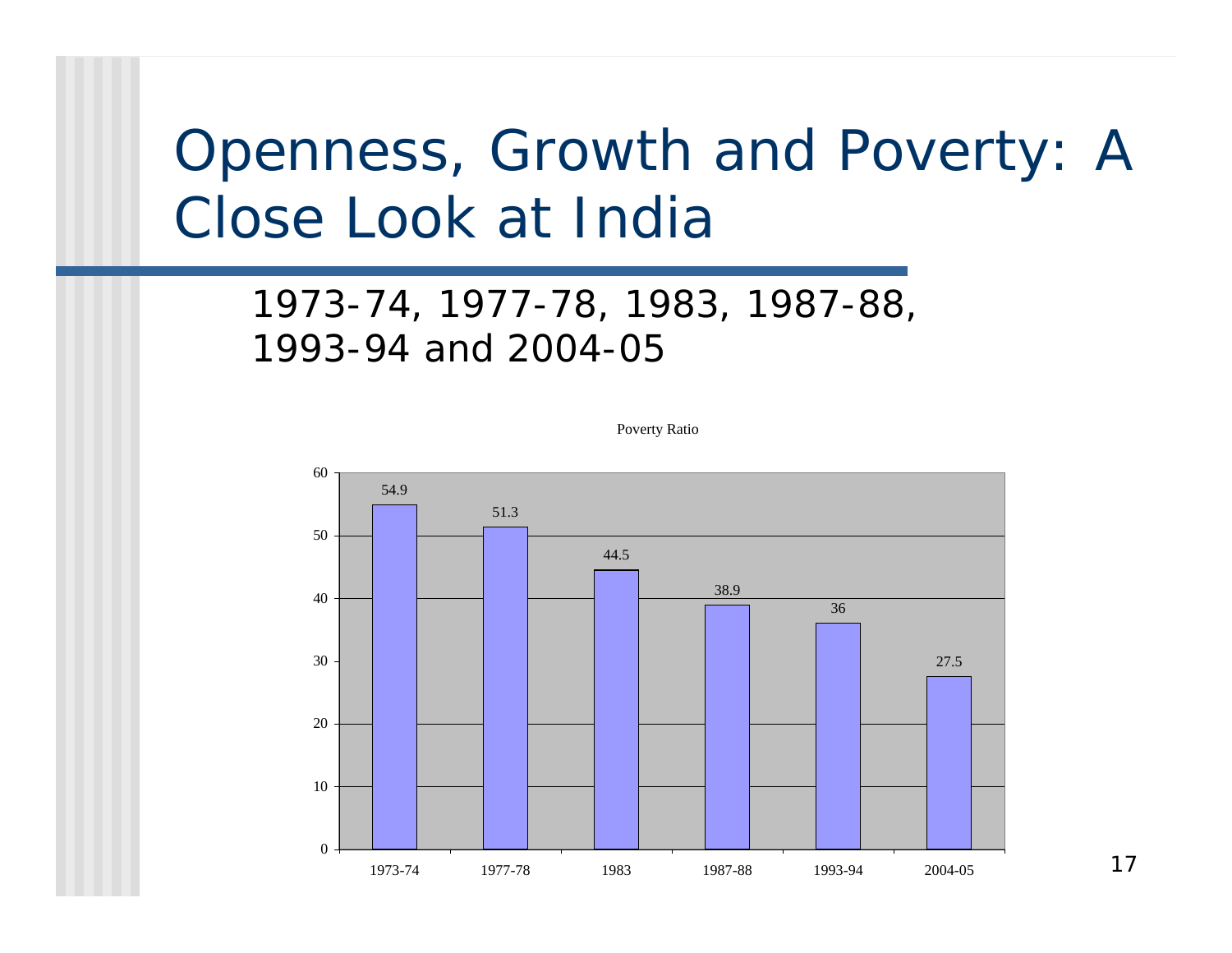# Openness, Growth and Poverty: A Close Look at India

1973-74, 1977-78, 1983, 1987-88, 1993-94 and 2004-05

Poverty Ratio

| Year | Poverty Ratio |
|---|---|
| 1973-74 | 54.9 |
| 1977-78 | 51.3 |
| 1983 | 44.5 |
| 1987-88 | 38.9 |
| 1993-94 | 36 |
| 2004-05 | 27.5 |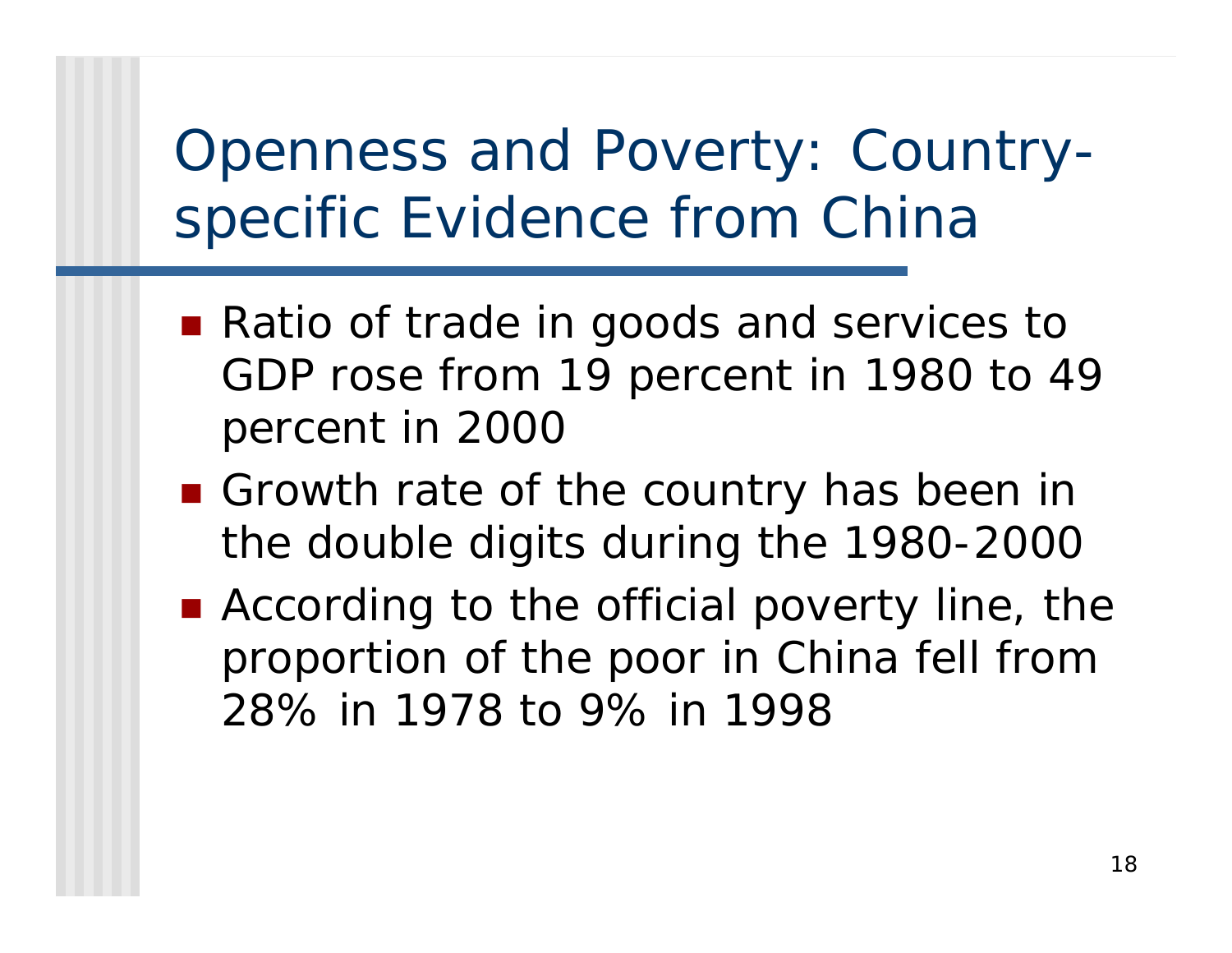# Openness and Poverty: Country-specific Evidence from China

- Ratio of trade in goods and services to GDP rose from 19 percent in 1980 to 49 percent in 2000
- Growth rate of the country has been in the double digits during the 1980-2000
- According to the official poverty line, the proportion of the poor in China fell from 28% in 1978 to 9% in 1998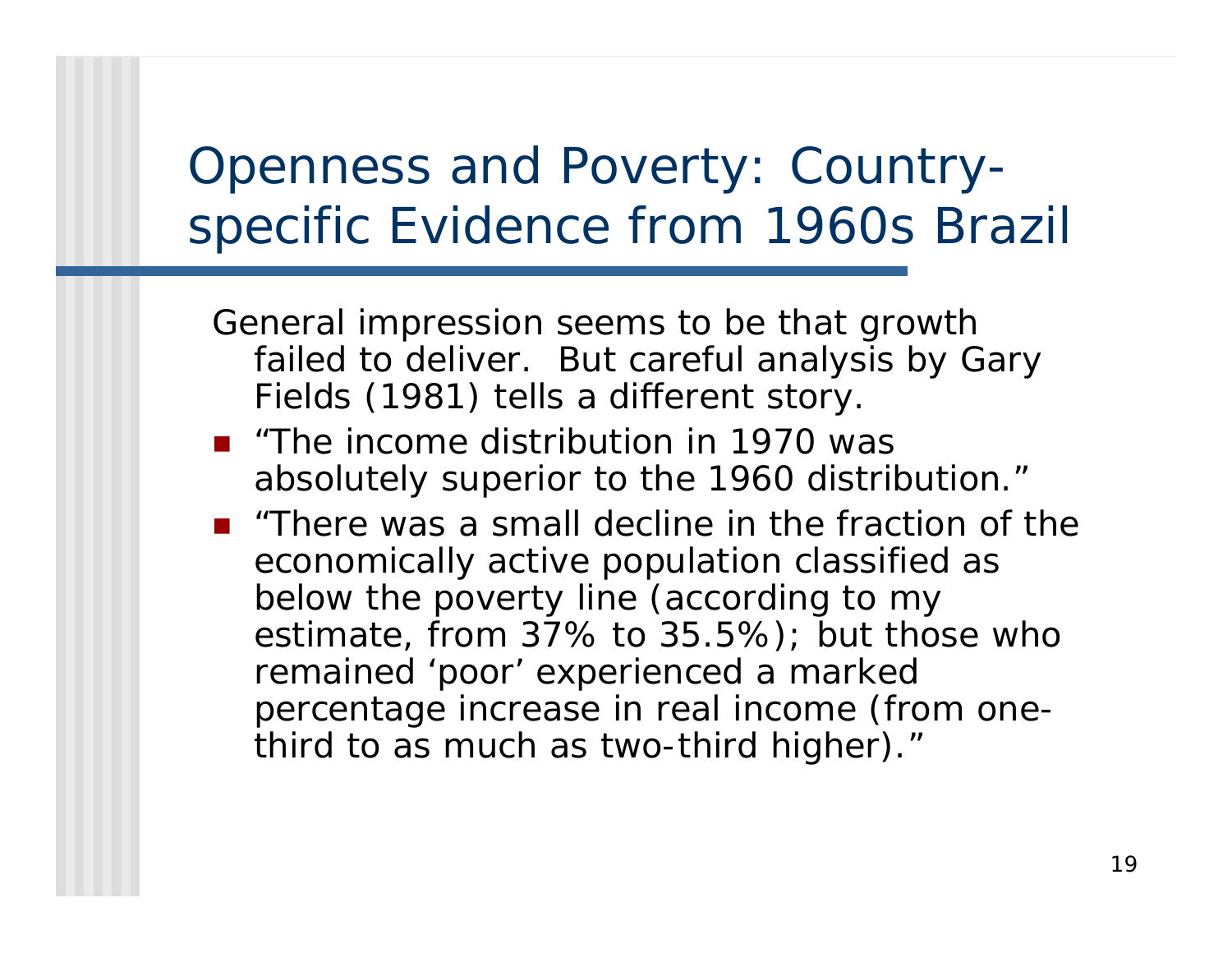# Openness and Poverty: Country-specific Evidence from 1960s Brazil

General impression seems to be that growth failed to deliver. But careful analysis by Gary Fields (1981) tells a different story.

- "The income distribution in 1970 was absolutely superior to the 1960 distribution."
- "There was a small decline in the fraction of the economically active population classified as below the poverty line (according to my estimate, from 37% to 35.5%); but those who remained 'poor' experienced a marked percentage increase in real income (from one-third to as much as two-third higher)."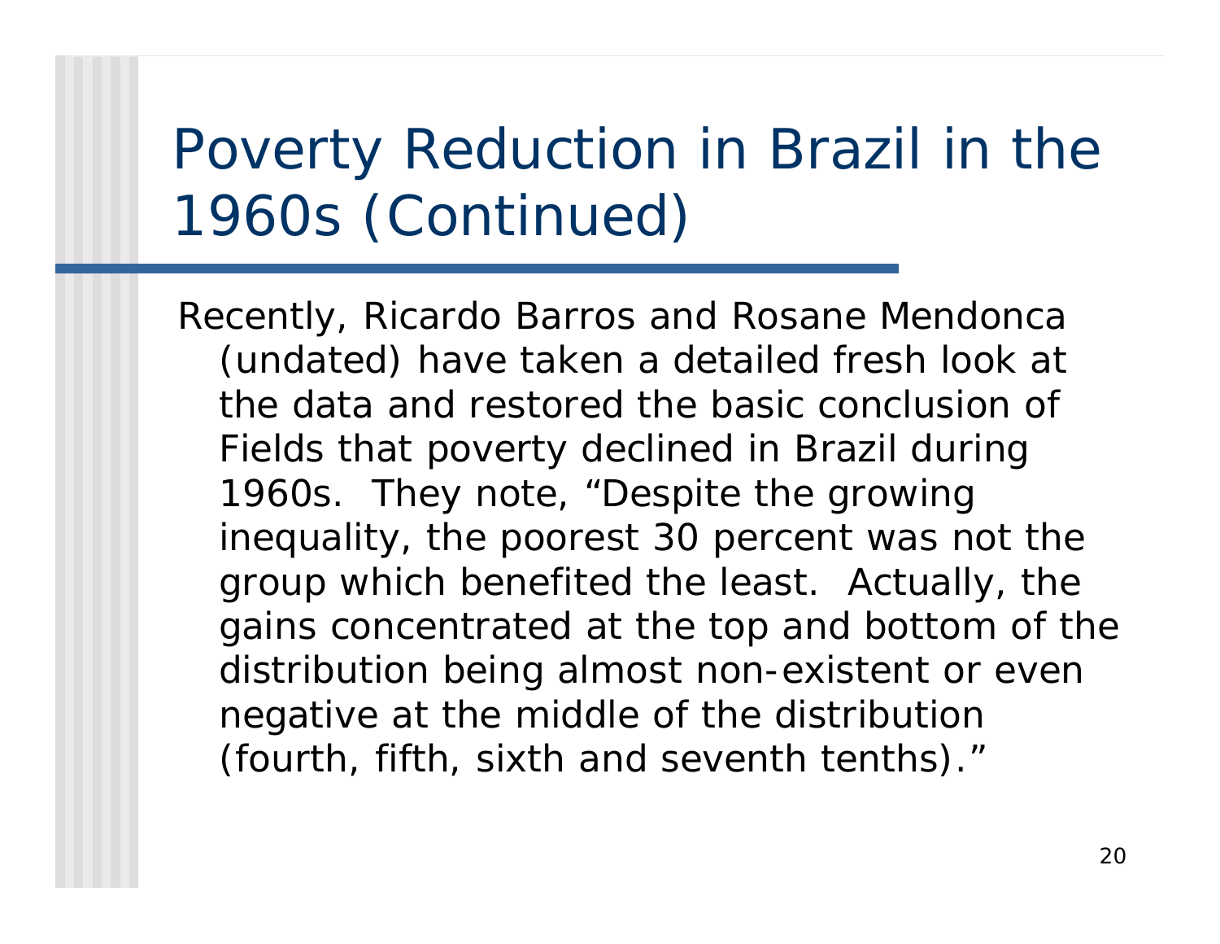# Poverty Reduction in Brazil in the 1960s (Continued)

Recently, Ricardo Barros and Rosane Mendonca (undated) have taken a detailed fresh look at the data and restored the basic conclusion of Fields that poverty declined in Brazil during 1960s. They note, “Despite the growing inequality, the poorest 30 percent was not the group which benefited the least. Actually, the gains concentrated at the top and bottom of the distribution being almost non-existent or even negative at the middle of the distribution (fourth, fifth, sixth and seventh tenths).”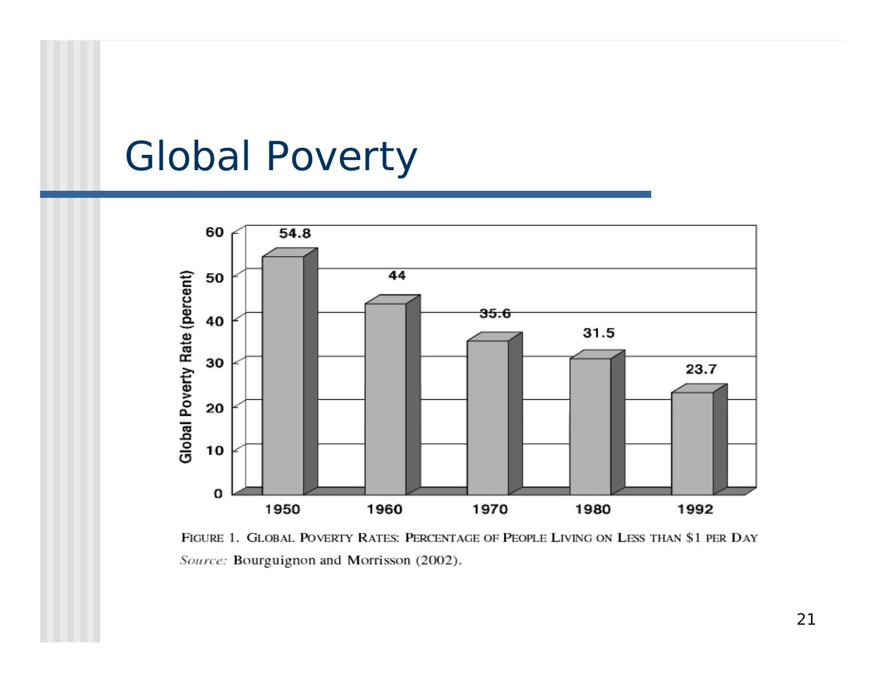# Global Poverty

| Year | Global Poverty Rate (percent) |
|---|---|
| 1950 | 54.8 |
| 1960 | 44 |
| 1970 | 35.6 |
| 1980 | 31.5 |
| 1992 | 23.7 |

FIGURE 1. GLOBAL POVERTY RATES: PERCENTAGE OF PEOPLE LIVING ON LESS THAN $1 PER DAY

*Source:* Bourguignon and Morrisson (2002).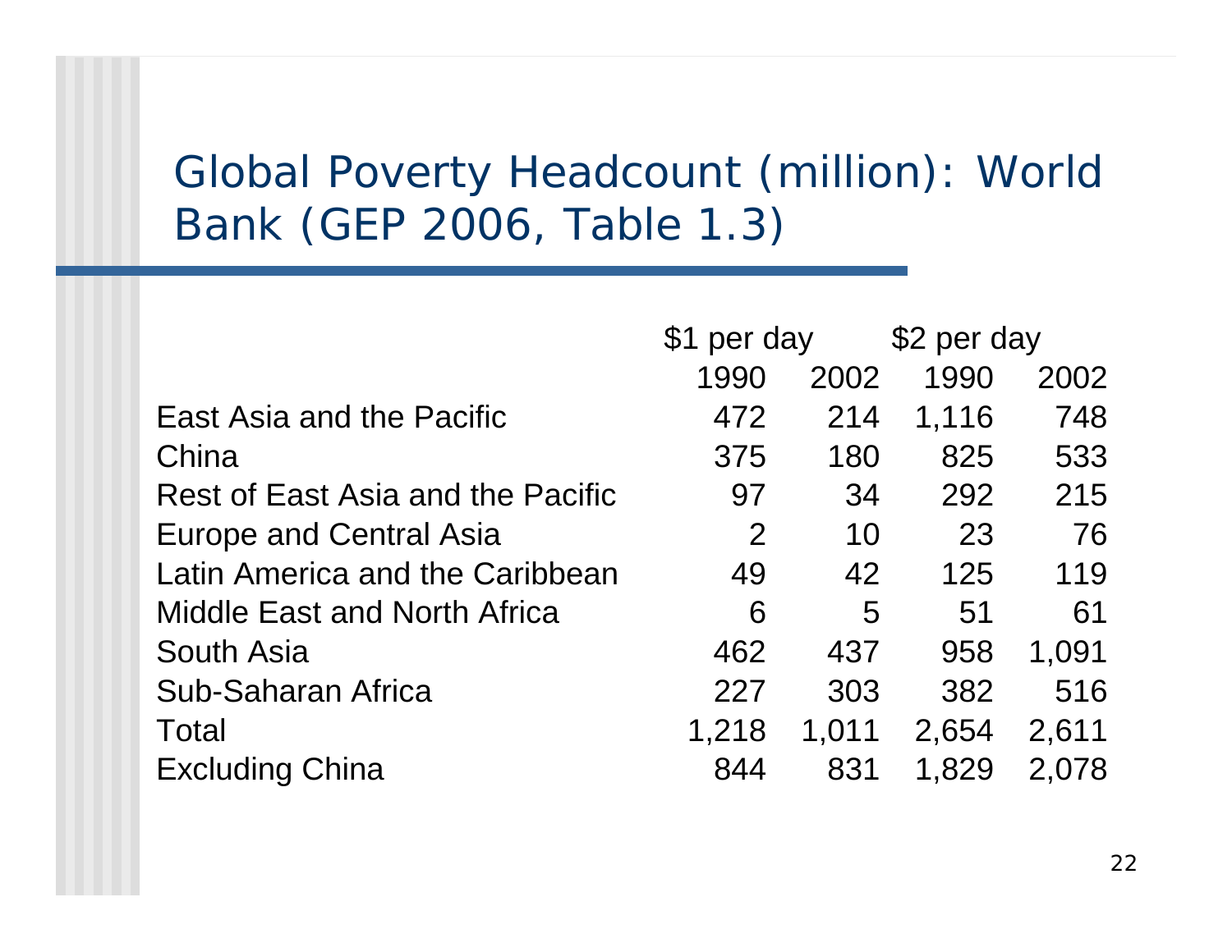# Global Poverty Headcount (million): World Bank (GEP 2006, Table 1.3)

| | \$1 per day | | \$2 per day | |
|---|---|---|---|---|
| | 1990 | 2002 | 1990 | 2002 |
| East Asia and the Pacific | 472 | 214 | 1,116 | 748 |
| China | 375 | 180 | 825 | 533 |
| Rest of East Asia and the Pacific | 97 | 34 | 292 | 215 |
| Europe and Central Asia | 2 | 10 | 23 | 76 |
| Latin America and the Caribbean | 49 | 42 | 125 | 119 |
| Middle East and North Africa | 6 | 5 | 51 | 61 |
| South Asia | 462 | 437 | 958 | 1,091 |
| Sub-Saharan Africa | 227 | 303 | 382 | 516 |
| Total | 1,218 | 1,011 | 2,654 | 2,611 |
| Excluding China | 844 | 831 | 1,829 | 2,078 |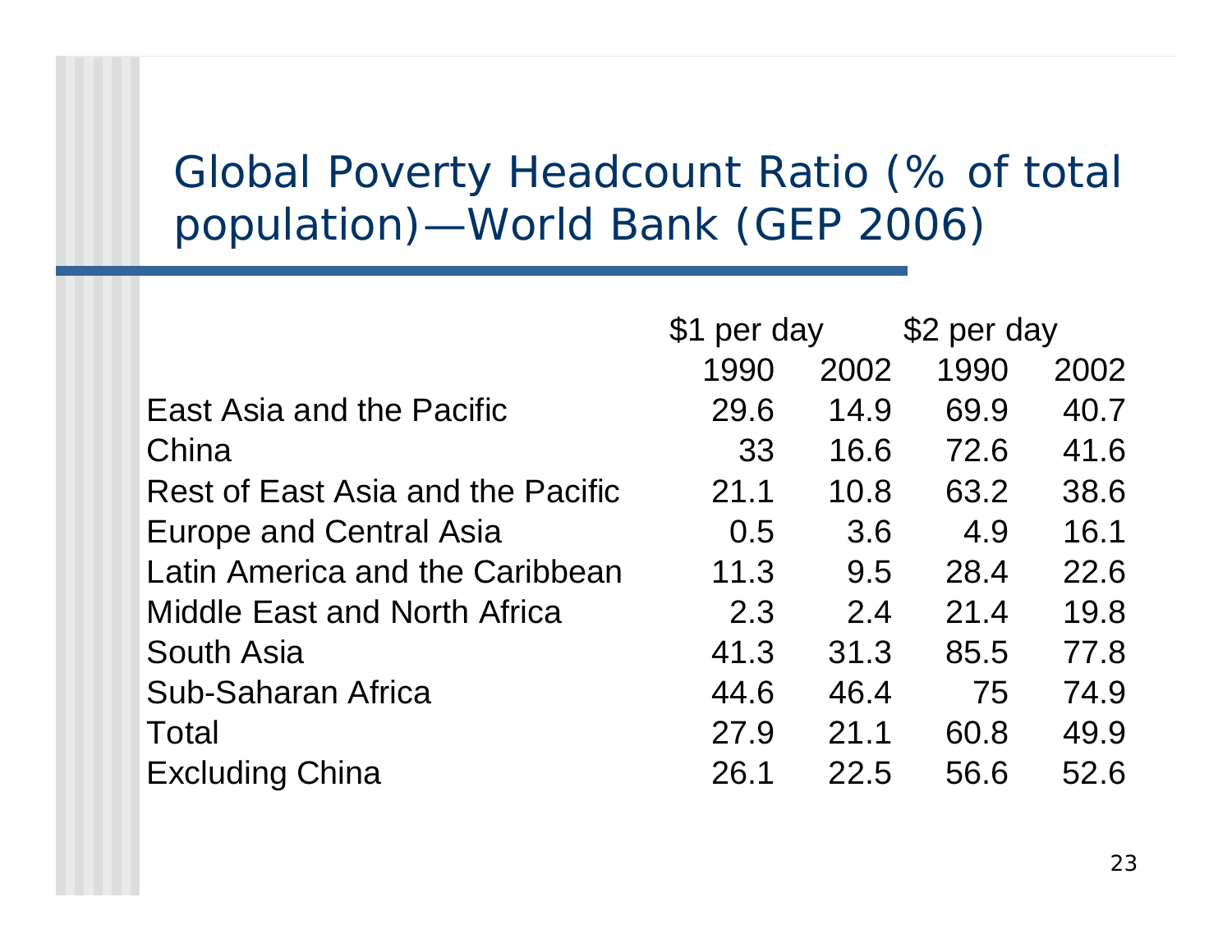# Global Poverty Headcount Ratio (% of total population)—World Bank (GEP 2006)

| | $1 per day | | $2 per day | |
|---|---|---|---|---|
| | 1990 | 2002 | 1990 | 2002 |
| East Asia and the Pacific | 29.6 | 14.9 | 69.9 | 40.7 |
| China | 33 | 16.6 | 72.6 | 41.6 |
| Rest of East Asia and the Pacific | 21.1 | 10.8 | 63.2 | 38.6 |
| Europe and Central Asia | 0.5 | 3.6 | 4.9 | 16.1 |
| Latin America and the Caribbean | 11.3 | 9.5 | 28.4 | 22.6 |
| Middle East and North Africa | 2.3 | 2.4 | 21.4 | 19.8 |
| South Asia | 41.3 | 31.3 | 85.5 | 77.8 |
| Sub-Saharan Africa | 44.6 | 46.4 | 75 | 74.9 |
| Total | 27.9 | 21.1 | 60.8 | 49.9 |
| Excluding China | 26.1 | 22.5 | 56.6 | 52.6 |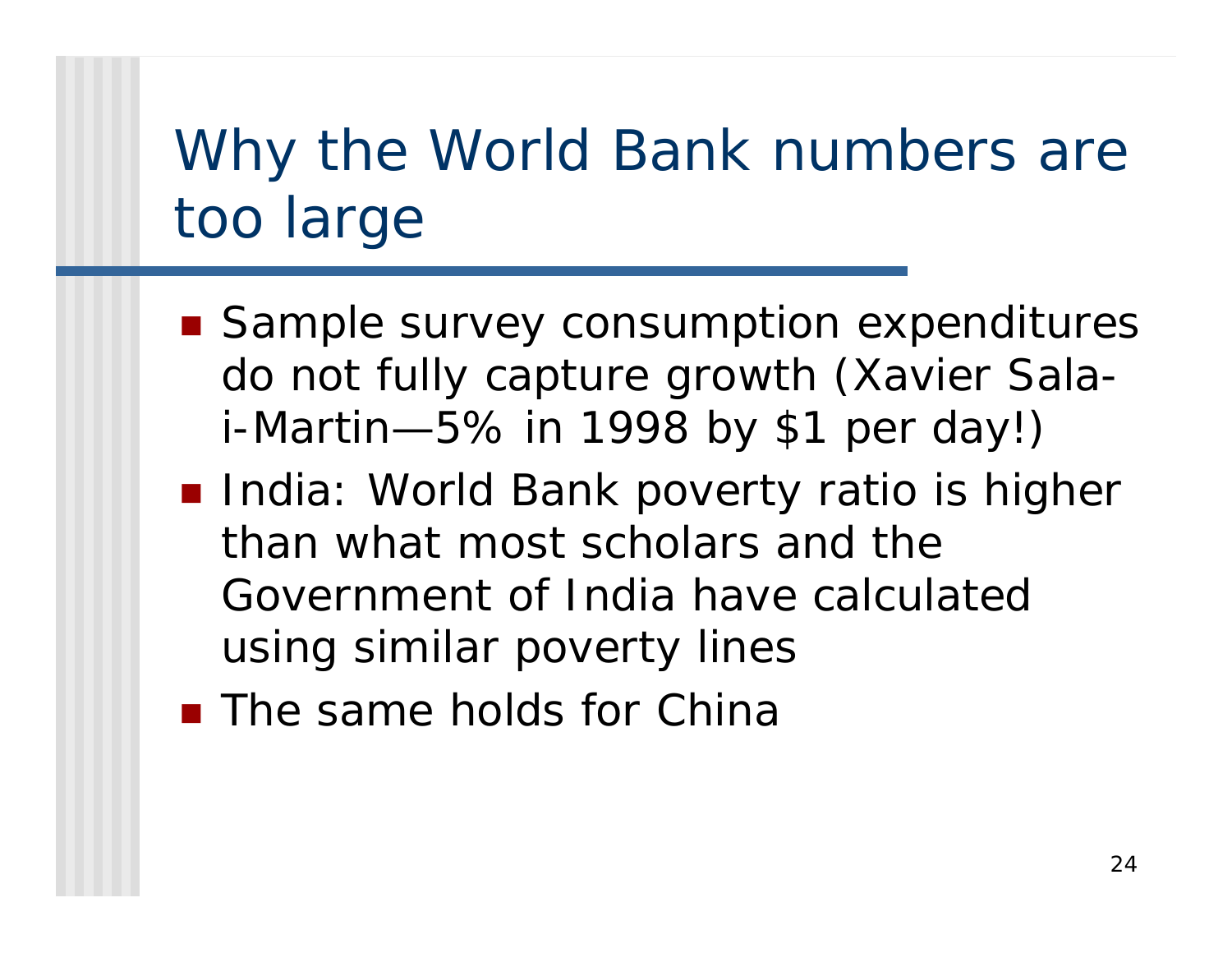# Why the World Bank numbers are too large

- Sample survey consumption expenditures do not fully capture growth (Xavier Sala-i-Martin—5% in 1998 by $1 per day!)
- India: World Bank poverty ratio is higher than what most scholars and the Government of India have calculated using similar poverty lines
- The same holds for China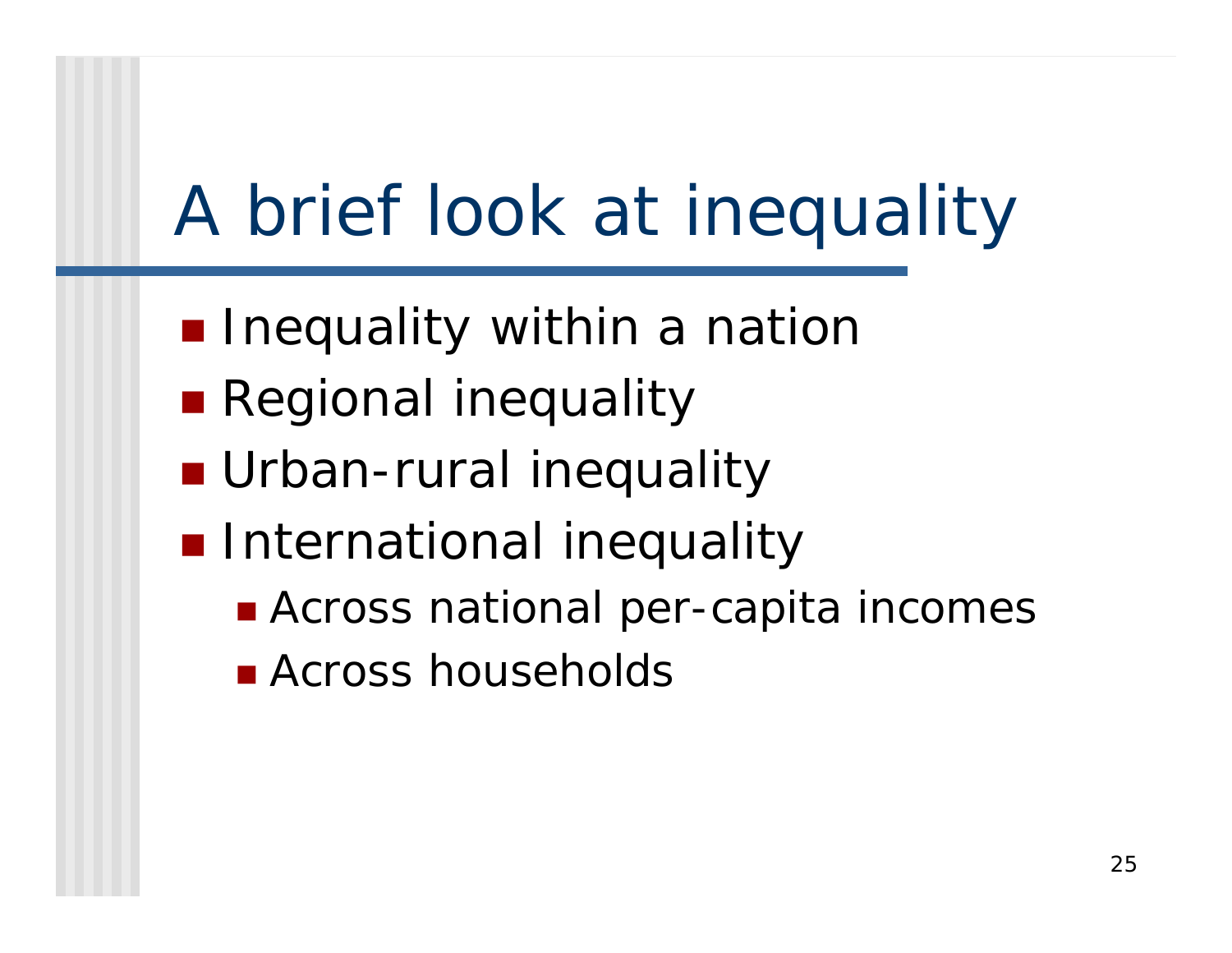# A brief look at inequality

- Inequality within a nation
- Regional inequality
- Urban-rural inequality
- International inequality
  - Across national per-capita incomes
  - Across households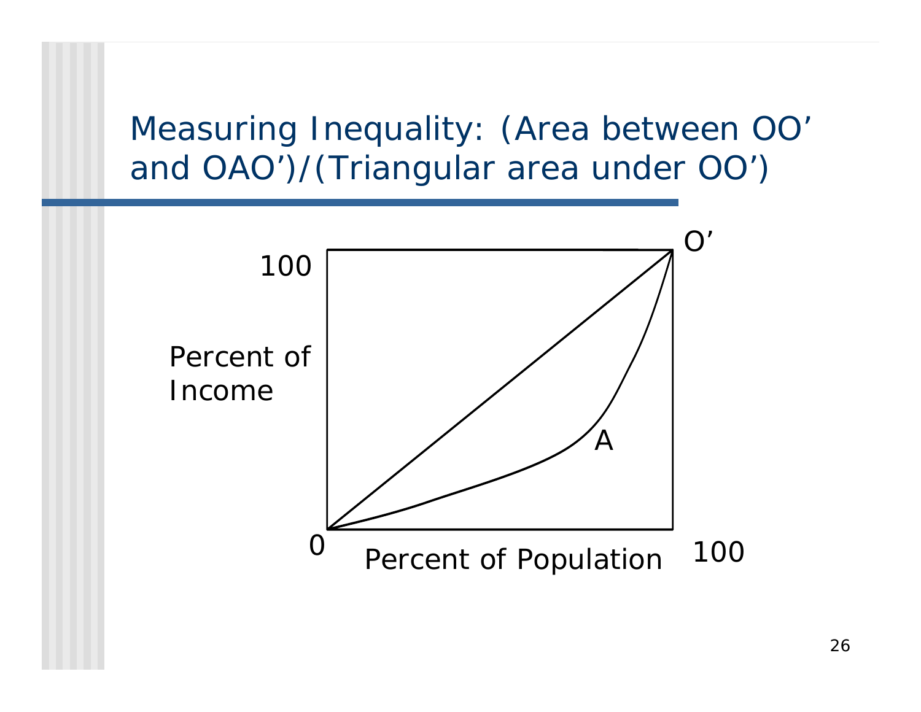# Measuring Inequality: (Area between OO’ and OAO’)/(Triangular area under OO’)

100

O’

Percent of Income

A

0

Percent of Population

100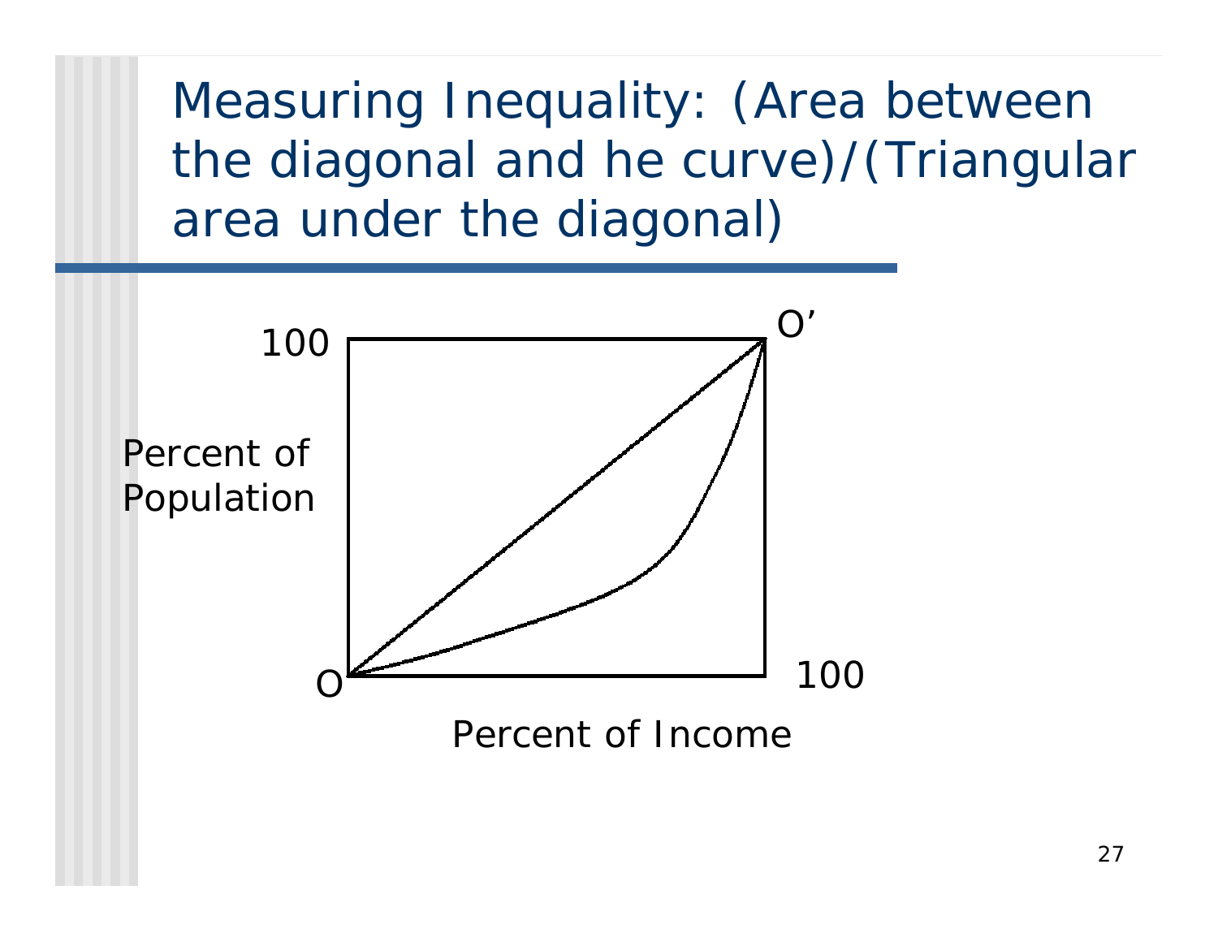# Measuring Inequality: (Area between the diagonal and he curve)/(Triangular area under the diagonal)

100

O'

Percent of Population

O

100

Percent of Income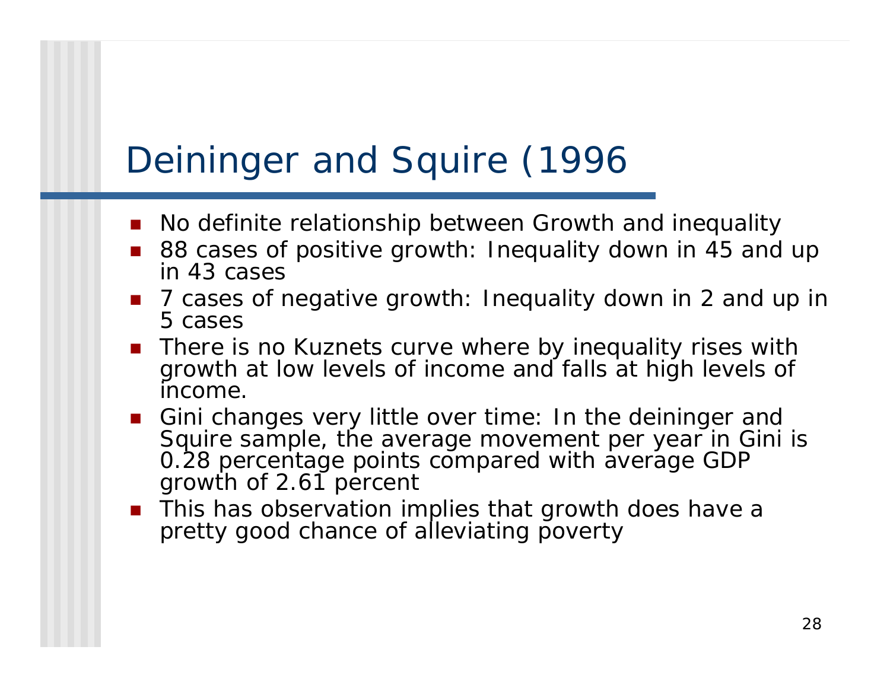# Deininger and Squire (1996

- No definite relationship between Growth and inequality
- 88 cases of positive growth: Inequality down in 45 and up in 43 cases
- 7 cases of negative growth: Inequality down in 2 and up in 5 cases
- There is no Kuznets curve where by inequality rises with growth at low levels of income and falls at high levels of income.
- Gini changes very little over time: In the deininger and Squire sample, the average movement per year in Gini is 0.28 percentage points compared with average GDP growth of 2.61 percent
- This has observation implies that growth does have a pretty good chance of alleviating poverty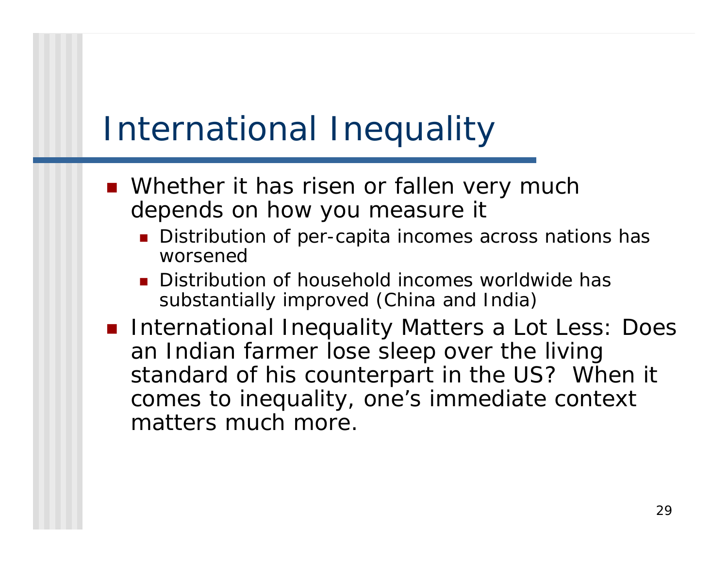# International Inequality

- Whether it has risen or fallen very much depends on how you measure it
  - Distribution of per-capita incomes across nations has worsened
  - Distribution of household incomes worldwide has substantially improved (China and India)
- International Inequality Matters a Lot Less: Does an Indian farmer lose sleep over the living standard of his counterpart in the US? When it comes to inequality, one's immediate context matters much more.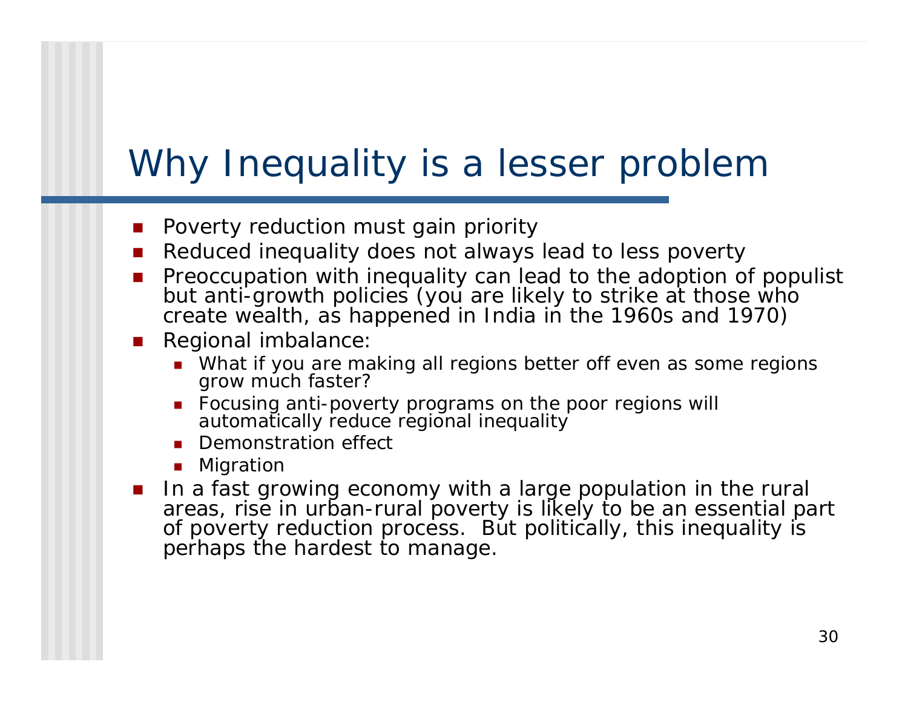# Why Inequality is a lesser problem

- Poverty reduction must gain priority
- Reduced inequality does not always lead to less poverty
- Preoccupation with inequality can lead to the adoption of populist but anti-growth policies (you are likely to strike at those who create wealth, as happened in India in the 1960s and 1970)
- Regional imbalance:
  - What if you are making all regions better off even as some regions grow much faster?
  - Focusing anti-poverty programs on the poor regions will automatically reduce regional inequality
  - Demonstration effect
  - Migration
- In a fast growing economy with a large population in the rural areas, rise in urban-rural poverty is likely to be an essential part of poverty reduction process. But politically, this inequality is perhaps the hardest to manage.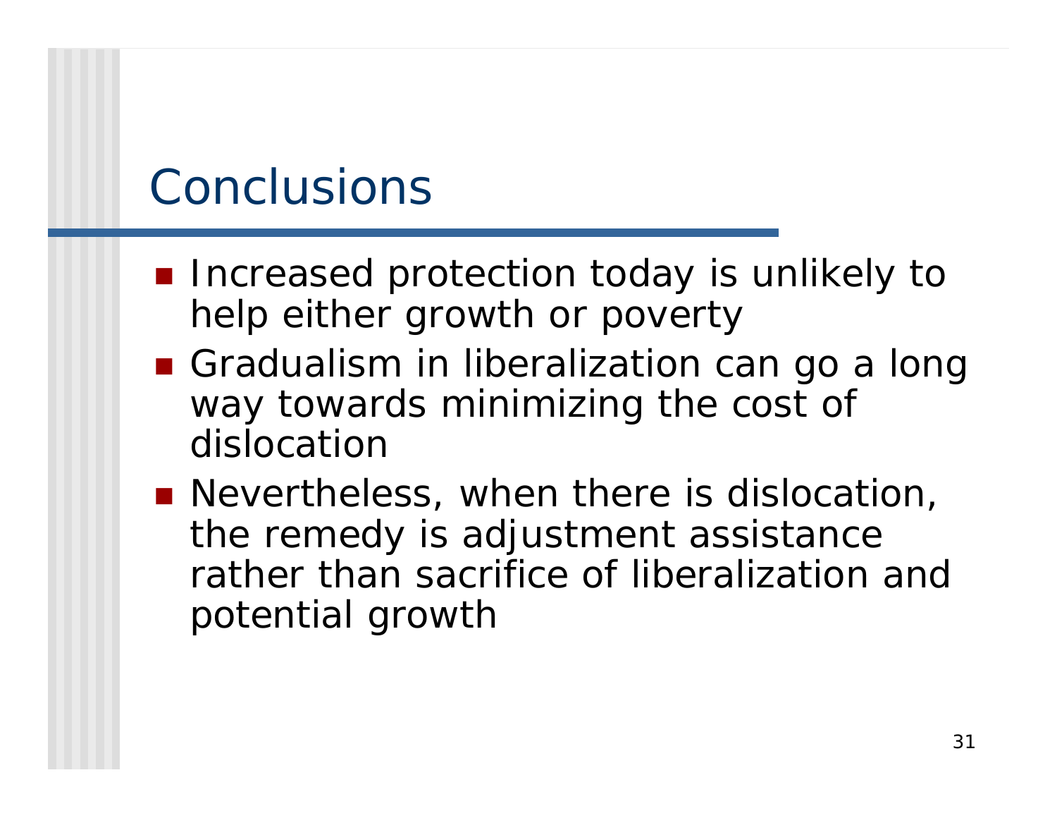# Conclusions

- Increased protection today is unlikely to help either growth or poverty
- Gradualism in liberalization can go a long way towards minimizing the cost of dislocation
- Nevertheless, when there is dislocation, the remedy is adjustment assistance rather than sacrifice of liberalization and potential growth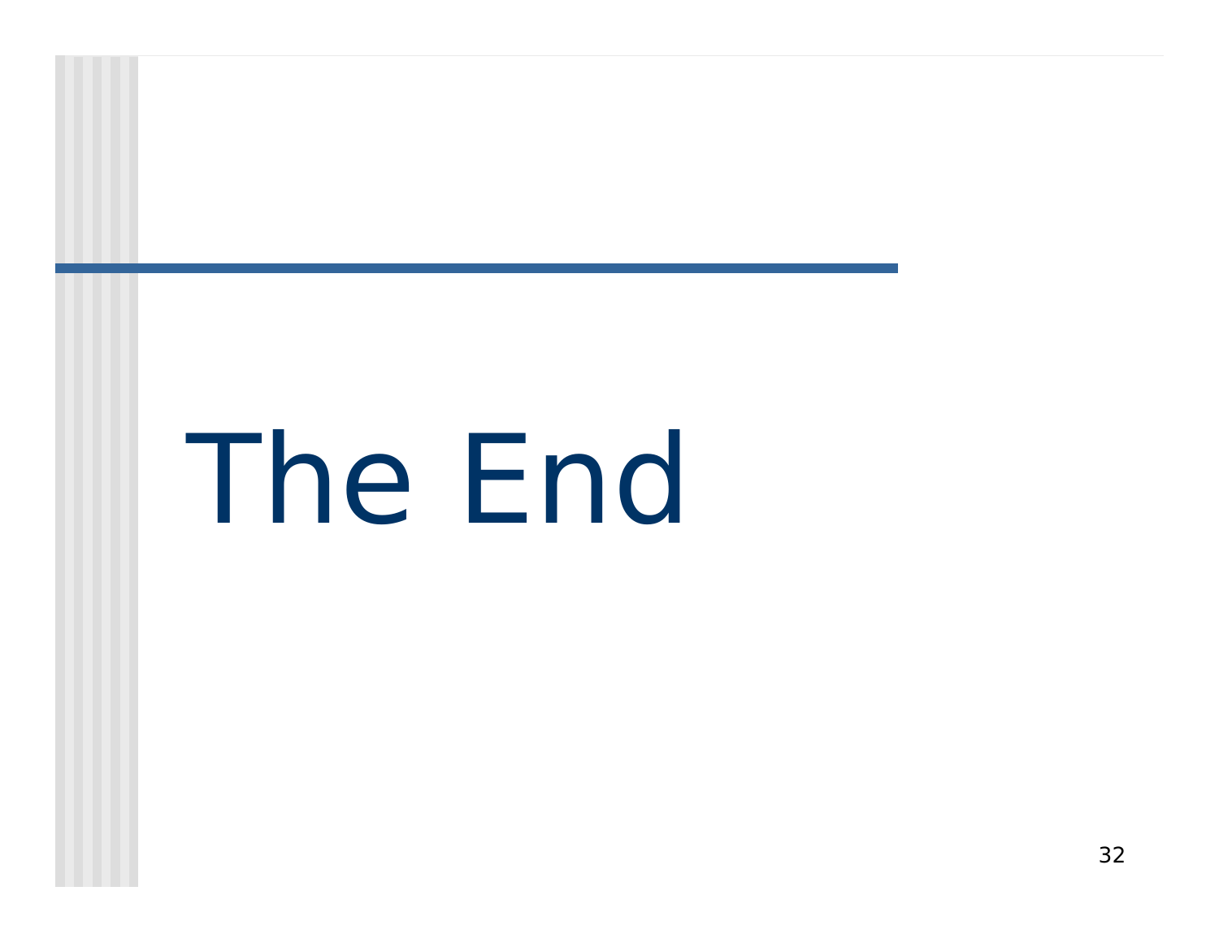# The End